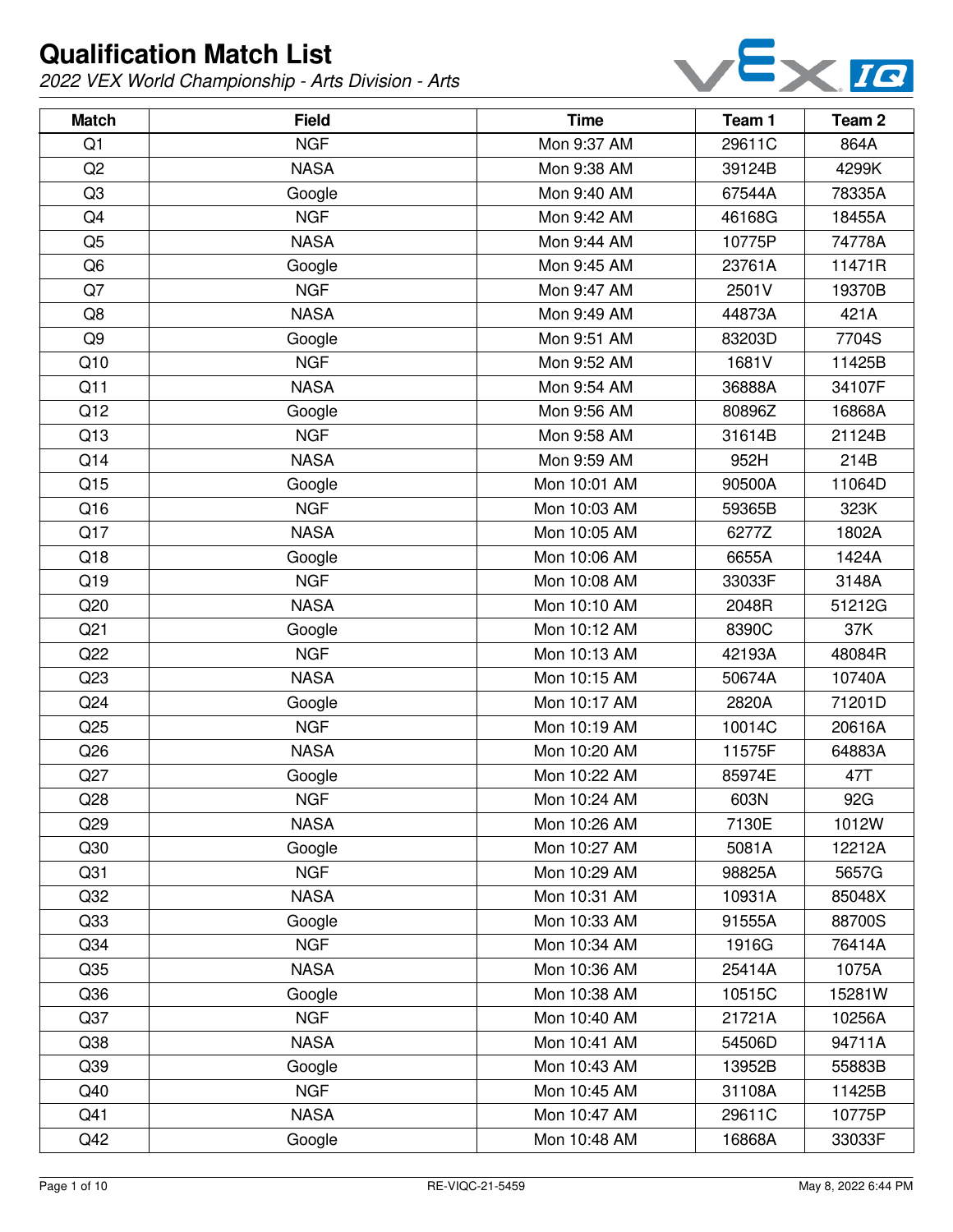# Qualification Match List

*2022 VEX World Championship - Arts Division - Arts*

| Match | Field | Time | Team 1 | Team 2 |
|---|---|---|---|---|
| Q1 | NGF | Mon 9:37 AM | 29611C | 864A |
| Q2 | NASA | Mon 9:38 AM | 39124B | 4299K |
| Q3 | Google | Mon 9:40 AM | 67544A | 78335A |
| Q4 | NGF | Mon 9:42 AM | 46168G | 18455A |
| Q5 | NASA | Mon 9:44 AM | 10775P | 74778A |
| Q6 | Google | Mon 9:45 AM | 23761A | 11471R |
| Q7 | NGF | Mon 9:47 AM | 2501V | 19370B |
| Q8 | NASA | Mon 9:49 AM | 44873A | 421A |
| Q9 | Google | Mon 9:51 AM | 83203D | 7704S |
| Q10 | NGF | Mon 9:52 AM | 1681V | 11425B |
| Q11 | NASA | Mon 9:54 AM | 36888A | 34107F |
| Q12 | Google | Mon 9:56 AM | 80896Z | 16868A |
| Q13 | NGF | Mon 9:58 AM | 31614B | 21124B |
| Q14 | NASA | Mon 9:59 AM | 952H | 214B |
| Q15 | Google | Mon 10:01 AM | 90500A | 11064D |
| Q16 | NGF | Mon 10:03 AM | 59365B | 323K |
| Q17 | NASA | Mon 10:05 AM | 6277Z | 1802A |
| Q18 | Google | Mon 10:06 AM | 6655A | 1424A |
| Q19 | NGF | Mon 10:08 AM | 33033F | 3148A |
| Q20 | NASA | Mon 10:10 AM | 2048R | 51212G |
| Q21 | Google | Mon 10:12 AM | 8390C | 37K |
| Q22 | NGF | Mon 10:13 AM | 42193A | 48084R |
| Q23 | NASA | Mon 10:15 AM | 50674A | 10740A |
| Q24 | Google | Mon 10:17 AM | 2820A | 71201D |
| Q25 | NGF | Mon 10:19 AM | 10014C | 20616A |
| Q26 | NASA | Mon 10:20 AM | 11575F | 64883A |
| Q27 | Google | Mon 10:22 AM | 85974E | 47T |
| Q28 | NGF | Mon 10:24 AM | 603N | 92G |
| Q29 | NASA | Mon 10:26 AM | 7130E | 1012W |
| Q30 | Google | Mon 10:27 AM | 5081A | 12212A |
| Q31 | NGF | Mon 10:29 AM | 98825A | 5657G |
| Q32 | NASA | Mon 10:31 AM | 10931A | 85048X |
| Q33 | Google | Mon 10:33 AM | 91555A | 88700S |
| Q34 | NGF | Mon 10:34 AM | 1916G | 76414A |
| Q35 | NASA | Mon 10:36 AM | 25414A | 1075A |
| Q36 | Google | Mon 10:38 AM | 10515C | 15281W |
| Q37 | NGF | Mon 10:40 AM | 21721A | 10256A |
| Q38 | NASA | Mon 10:41 AM | 54506D | 94711A |
| Q39 | Google | Mon 10:43 AM | 13952B | 55883B |
| Q40 | NGF | Mon 10:45 AM | 31108A | 11425B |
| Q41 | NASA | Mon 10:47 AM | 29611C | 10775P |
| Q42 | Google | Mon 10:48 AM | 16868A | 33033F |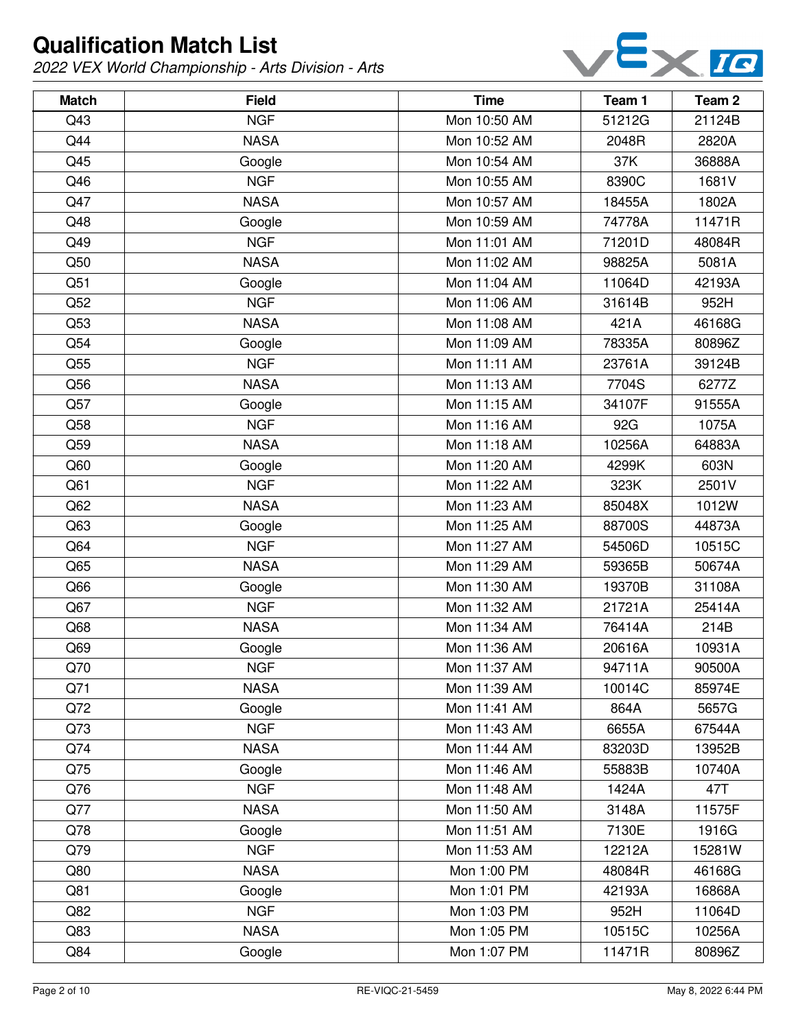# Qualification Match List

*2022 VEX World Championship - Arts Division - Arts*

| Match | Field | Time | Team 1 | Team 2 |
|---|---|---|---|---|
| Q43 | NGF | Mon 10:50 AM | 51212G | 21124B |
| Q44 | NASA | Mon 10:52 AM | 2048R | 2820A |
| Q45 | Google | Mon 10:54 AM | 37K | 36888A |
| Q46 | NGF | Mon 10:55 AM | 8390C | 1681V |
| Q47 | NASA | Mon 10:57 AM | 18455A | 1802A |
| Q48 | Google | Mon 10:59 AM | 74778A | 11471R |
| Q49 | NGF | Mon 11:01 AM | 71201D | 48084R |
| Q50 | NASA | Mon 11:02 AM | 98825A | 5081A |
| Q51 | Google | Mon 11:04 AM | 11064D | 42193A |
| Q52 | NGF | Mon 11:06 AM | 31614B | 952H |
| Q53 | NASA | Mon 11:08 AM | 421A | 46168G |
| Q54 | Google | Mon 11:09 AM | 78335A | 80896Z |
| Q55 | NGF | Mon 11:11 AM | 23761A | 39124B |
| Q56 | NASA | Mon 11:13 AM | 7704S | 6277Z |
| Q57 | Google | Mon 11:15 AM | 34107F | 91555A |
| Q58 | NGF | Mon 11:16 AM | 92G | 1075A |
| Q59 | NASA | Mon 11:18 AM | 10256A | 64883A |
| Q60 | Google | Mon 11:20 AM | 4299K | 603N |
| Q61 | NGF | Mon 11:22 AM | 323K | 2501V |
| Q62 | NASA | Mon 11:23 AM | 85048X | 1012W |
| Q63 | Google | Mon 11:25 AM | 88700S | 44873A |
| Q64 | NGF | Mon 11:27 AM | 54506D | 10515C |
| Q65 | NASA | Mon 11:29 AM | 59365B | 50674A |
| Q66 | Google | Mon 11:30 AM | 19370B | 31108A |
| Q67 | NGF | Mon 11:32 AM | 21721A | 25414A |
| Q68 | NASA | Mon 11:34 AM | 76414A | 214B |
| Q69 | Google | Mon 11:36 AM | 20616A | 10931A |
| Q70 | NGF | Mon 11:37 AM | 94711A | 90500A |
| Q71 | NASA | Mon 11:39 AM | 10014C | 85974E |
| Q72 | Google | Mon 11:41 AM | 864A | 5657G |
| Q73 | NGF | Mon 11:43 AM | 6655A | 67544A |
| Q74 | NASA | Mon 11:44 AM | 83203D | 13952B |
| Q75 | Google | Mon 11:46 AM | 55883B | 10740A |
| Q76 | NGF | Mon 11:48 AM | 1424A | 47T |
| Q77 | NASA | Mon 11:50 AM | 3148A | 11575F |
| Q78 | Google | Mon 11:51 AM | 7130E | 1916G |
| Q79 | NGF | Mon 11:53 AM | 12212A | 15281W |
| Q80 | NASA | Mon 1:00 PM | 48084R | 46168G |
| Q81 | Google | Mon 1:01 PM | 42193A | 16868A |
| Q82 | NGF | Mon 1:03 PM | 952H | 11064D |
| Q83 | NASA | Mon 1:05 PM | 10515C | 10256A |
| Q84 | Google | Mon 1:07 PM | 11471R | 80896Z |

RE-VIQC-21-5459 May 8, 2022 6:44 PM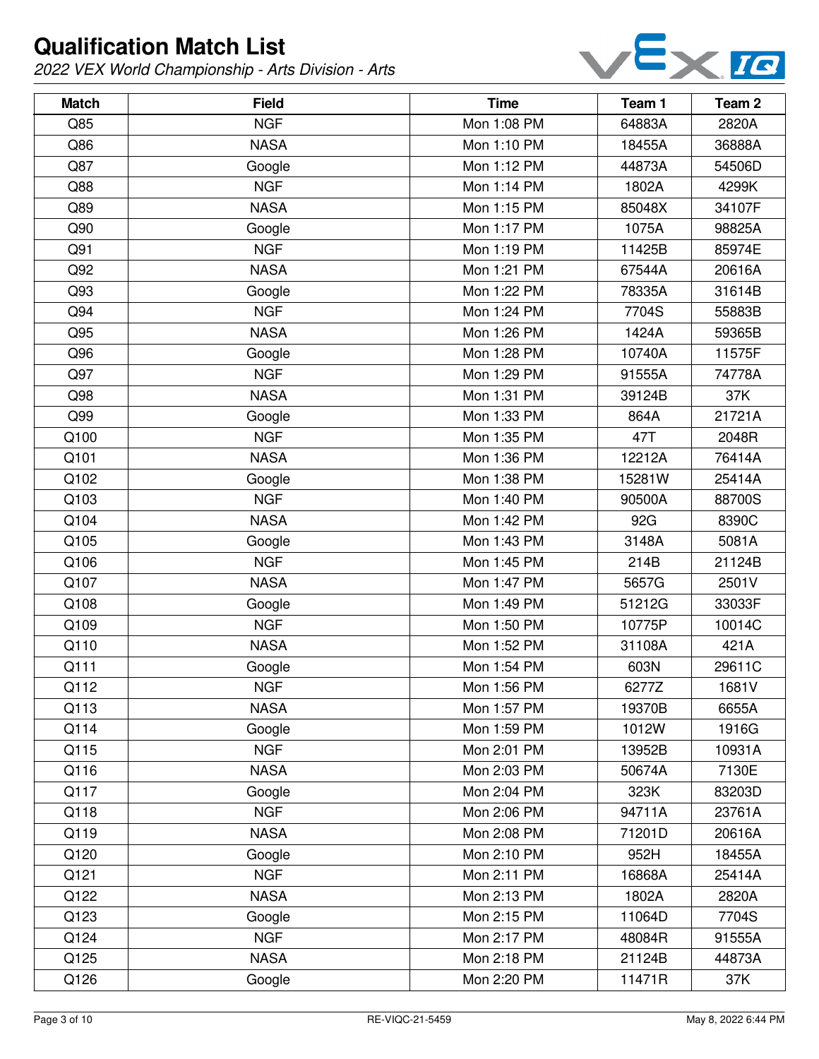# Qualification Match List

*2022 VEX World Championship - Arts Division - Arts*

| Match | Field | Time | Team 1 | Team 2 |
|---|---|---|---|---|
| Q85 | NGF | Mon 1:08 PM | 64883A | 2820A |
| Q86 | NASA | Mon 1:10 PM | 18455A | 36888A |
| Q87 | Google | Mon 1:12 PM | 44873A | 54506D |
| Q88 | NGF | Mon 1:14 PM | 1802A | 4299K |
| Q89 | NASA | Mon 1:15 PM | 85048X | 34107F |
| Q90 | Google | Mon 1:17 PM | 1075A | 98825A |
| Q91 | NGF | Mon 1:19 PM | 11425B | 85974E |
| Q92 | NASA | Mon 1:21 PM | 67544A | 20616A |
| Q93 | Google | Mon 1:22 PM | 78335A | 31614B |
| Q94 | NGF | Mon 1:24 PM | 7704S | 55883B |
| Q95 | NASA | Mon 1:26 PM | 1424A | 59365B |
| Q96 | Google | Mon 1:28 PM | 10740A | 11575F |
| Q97 | NGF | Mon 1:29 PM | 91555A | 74778A |
| Q98 | NASA | Mon 1:31 PM | 39124B | 37K |
| Q99 | Google | Mon 1:33 PM | 864A | 21721A |
| Q100 | NGF | Mon 1:35 PM | 47T | 2048R |
| Q101 | NASA | Mon 1:36 PM | 12212A | 76414A |
| Q102 | Google | Mon 1:38 PM | 15281W | 25414A |
| Q103 | NGF | Mon 1:40 PM | 90500A | 88700S |
| Q104 | NASA | Mon 1:42 PM | 92G | 8390C |
| Q105 | Google | Mon 1:43 PM | 3148A | 5081A |
| Q106 | NGF | Mon 1:45 PM | 214B | 21124B |
| Q107 | NASA | Mon 1:47 PM | 5657G | 2501V |
| Q108 | Google | Mon 1:49 PM | 51212G | 33033F |
| Q109 | NGF | Mon 1:50 PM | 10775P | 10014C |
| Q110 | NASA | Mon 1:52 PM | 31108A | 421A |
| Q111 | Google | Mon 1:54 PM | 603N | 29611C |
| Q112 | NGF | Mon 1:56 PM | 6277Z | 1681V |
| Q113 | NASA | Mon 1:57 PM | 19370B | 6655A |
| Q114 | Google | Mon 1:59 PM | 1012W | 1916G |
| Q115 | NGF | Mon 2:01 PM | 13952B | 10931A |
| Q116 | NASA | Mon 2:03 PM | 50674A | 7130E |
| Q117 | Google | Mon 2:04 PM | 323K | 83203D |
| Q118 | NGF | Mon 2:06 PM | 94711A | 23761A |
| Q119 | NASA | Mon 2:08 PM | 71201D | 20616A |
| Q120 | Google | Mon 2:10 PM | 952H | 18455A |
| Q121 | NGF | Mon 2:11 PM | 16868A | 25414A |
| Q122 | NASA | Mon 2:13 PM | 1802A | 2820A |
| Q123 | Google | Mon 2:15 PM | 11064D | 7704S |
| Q124 | NGF | Mon 2:17 PM | 48084R | 91555A |
| Q125 | NASA | Mon 2:18 PM | 21124B | 44873A |
| Q126 | Google | Mon 2:20 PM | 11471R | 37K |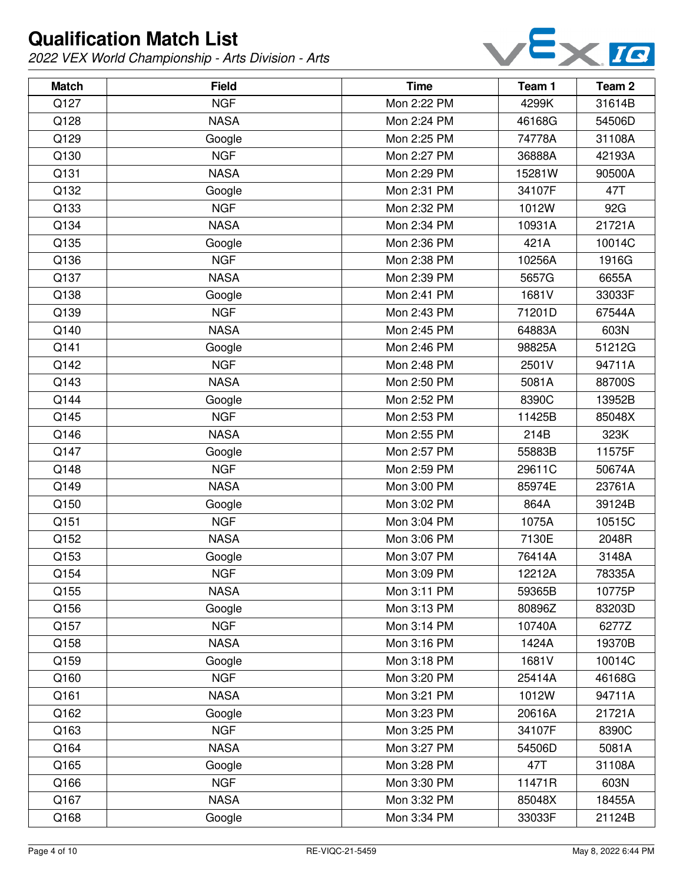# Qualification Match List

*2022 VEX World Championship - Arts Division - Arts*

| Match | Field | Time | Team 1 | Team 2 |
|---|---|---|---|---|
| Q127 | NGF | Mon 2:22 PM | 4299K | 31614B |
| Q128 | NASA | Mon 2:24 PM | 46168G | 54506D |
| Q129 | Google | Mon 2:25 PM | 74778A | 31108A |
| Q130 | NGF | Mon 2:27 PM | 36888A | 42193A |
| Q131 | NASA | Mon 2:29 PM | 15281W | 90500A |
| Q132 | Google | Mon 2:31 PM | 34107F | 47T |
| Q133 | NGF | Mon 2:32 PM | 1012W | 92G |
| Q134 | NASA | Mon 2:34 PM | 10931A | 21721A |
| Q135 | Google | Mon 2:36 PM | 421A | 10014C |
| Q136 | NGF | Mon 2:38 PM | 10256A | 1916G |
| Q137 | NASA | Mon 2:39 PM | 5657G | 6655A |
| Q138 | Google | Mon 2:41 PM | 1681V | 33033F |
| Q139 | NGF | Mon 2:43 PM | 71201D | 67544A |
| Q140 | NASA | Mon 2:45 PM | 64883A | 603N |
| Q141 | Google | Mon 2:46 PM | 98825A | 51212G |
| Q142 | NGF | Mon 2:48 PM | 2501V | 94711A |
| Q143 | NASA | Mon 2:50 PM | 5081A | 88700S |
| Q144 | Google | Mon 2:52 PM | 8390C | 13952B |
| Q145 | NGF | Mon 2:53 PM | 11425B | 85048X |
| Q146 | NASA | Mon 2:55 PM | 214B | 323K |
| Q147 | Google | Mon 2:57 PM | 55883B | 11575F |
| Q148 | NGF | Mon 2:59 PM | 29611C | 50674A |
| Q149 | NASA | Mon 3:00 PM | 85974E | 23761A |
| Q150 | Google | Mon 3:02 PM | 864A | 39124B |
| Q151 | NGF | Mon 3:04 PM | 1075A | 10515C |
| Q152 | NASA | Mon 3:06 PM | 7130E | 2048R |
| Q153 | Google | Mon 3:07 PM | 76414A | 3148A |
| Q154 | NGF | Mon 3:09 PM | 12212A | 78335A |
| Q155 | NASA | Mon 3:11 PM | 59365B | 10775P |
| Q156 | Google | Mon 3:13 PM | 80896Z | 83203D |
| Q157 | NGF | Mon 3:14 PM | 10740A | 6277Z |
| Q158 | NASA | Mon 3:16 PM | 1424A | 19370B |
| Q159 | Google | Mon 3:18 PM | 1681V | 10014C |
| Q160 | NGF | Mon 3:20 PM | 25414A | 46168G |
| Q161 | NASA | Mon 3:21 PM | 1012W | 94711A |
| Q162 | Google | Mon 3:23 PM | 20616A | 21721A |
| Q163 | NGF | Mon 3:25 PM | 34107F | 8390C |
| Q164 | NASA | Mon 3:27 PM | 54506D | 5081A |
| Q165 | Google | Mon 3:28 PM | 47T | 31108A |
| Q166 | NGF | Mon 3:30 PM | 11471R | 603N |
| Q167 | NASA | Mon 3:32 PM | 85048X | 18455A |
| Q168 | Google | Mon 3:34 PM | 33033F | 21124B |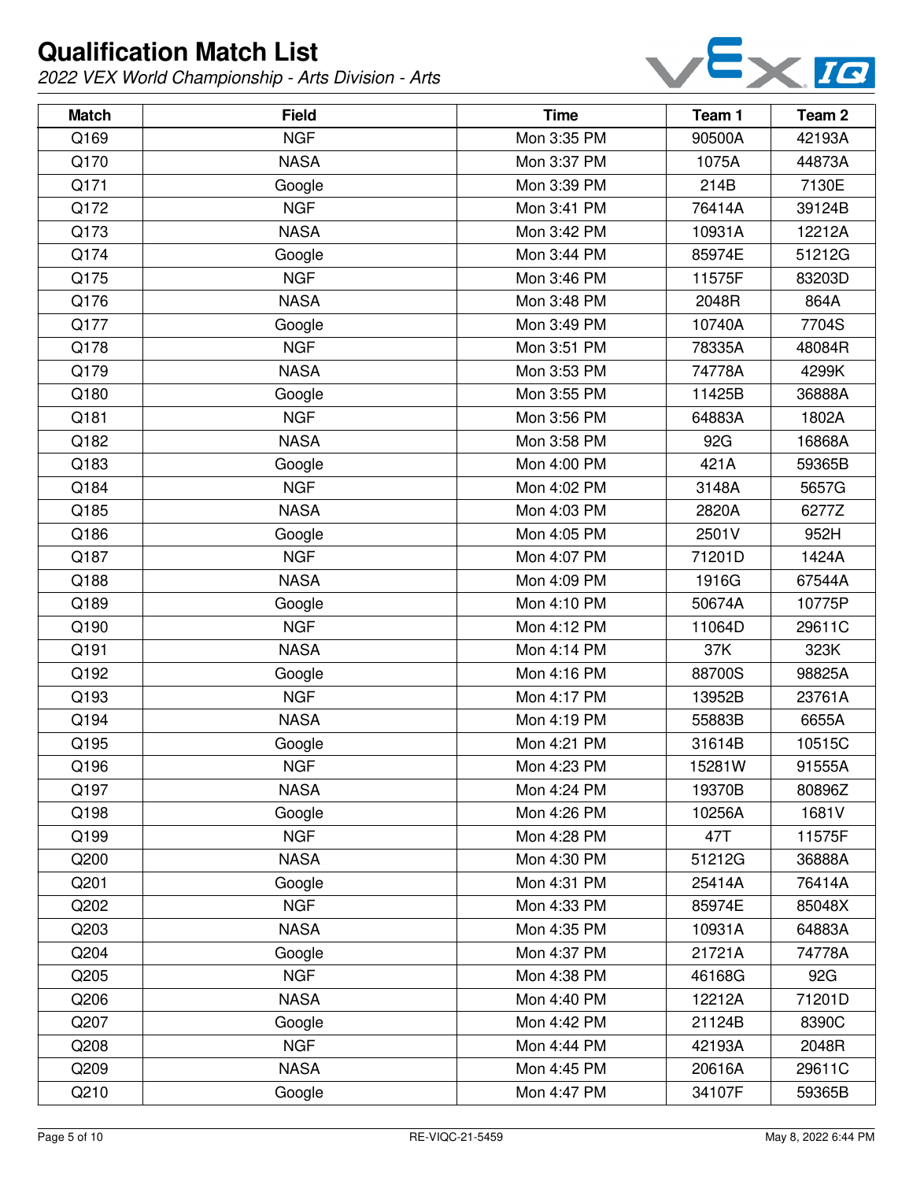# Qualification Match List

*2022 VEX World Championship - Arts Division - Arts*

| Match | Field | Time | Team 1 | Team 2 |
|---|---|---|---|---|
| Q169 | NGF | Mon 3:35 PM | 90500A | 42193A |
| Q170 | NASA | Mon 3:37 PM | 1075A | 44873A |
| Q171 | Google | Mon 3:39 PM | 214B | 7130E |
| Q172 | NGF | Mon 3:41 PM | 76414A | 39124B |
| Q173 | NASA | Mon 3:42 PM | 10931A | 12212A |
| Q174 | Google | Mon 3:44 PM | 85974E | 51212G |
| Q175 | NGF | Mon 3:46 PM | 11575F | 83203D |
| Q176 | NASA | Mon 3:48 PM | 2048R | 864A |
| Q177 | Google | Mon 3:49 PM | 10740A | 7704S |
| Q178 | NGF | Mon 3:51 PM | 78335A | 48084R |
| Q179 | NASA | Mon 3:53 PM | 74778A | 4299K |
| Q180 | Google | Mon 3:55 PM | 11425B | 36888A |
| Q181 | NGF | Mon 3:56 PM | 64883A | 1802A |
| Q182 | NASA | Mon 3:58 PM | 92G | 16868A |
| Q183 | Google | Mon 4:00 PM | 421A | 59365B |
| Q184 | NGF | Mon 4:02 PM | 3148A | 5657G |
| Q185 | NASA | Mon 4:03 PM | 2820A | 6277Z |
| Q186 | Google | Mon 4:05 PM | 2501V | 952H |
| Q187 | NGF | Mon 4:07 PM | 71201D | 1424A |
| Q188 | NASA | Mon 4:09 PM | 1916G | 67544A |
| Q189 | Google | Mon 4:10 PM | 50674A | 10775P |
| Q190 | NGF | Mon 4:12 PM | 11064D | 29611C |
| Q191 | NASA | Mon 4:14 PM | 37K | 323K |
| Q192 | Google | Mon 4:16 PM | 88700S | 98825A |
| Q193 | NGF | Mon 4:17 PM | 13952B | 23761A |
| Q194 | NASA | Mon 4:19 PM | 55883B | 6655A |
| Q195 | Google | Mon 4:21 PM | 31614B | 10515C |
| Q196 | NGF | Mon 4:23 PM | 15281W | 91555A |
| Q197 | NASA | Mon 4:24 PM | 19370B | 80896Z |
| Q198 | Google | Mon 4:26 PM | 10256A | 1681V |
| Q199 | NGF | Mon 4:28 PM | 47T | 11575F |
| Q200 | NASA | Mon 4:30 PM | 51212G | 36888A |
| Q201 | Google | Mon 4:31 PM | 25414A | 76414A |
| Q202 | NGF | Mon 4:33 PM | 85974E | 85048X |
| Q203 | NASA | Mon 4:35 PM | 10931A | 64883A |
| Q204 | Google | Mon 4:37 PM | 21721A | 74778A |
| Q205 | NGF | Mon 4:38 PM | 46168G | 92G |
| Q206 | NASA | Mon 4:40 PM | 12212A | 71201D |
| Q207 | Google | Mon 4:42 PM | 21124B | 8390C |
| Q208 | NGF | Mon 4:44 PM | 42193A | 2048R |
| Q209 | NASA | Mon 4:45 PM | 20616A | 29611C |
| Q210 | Google | Mon 4:47 PM | 34107F | 59365B |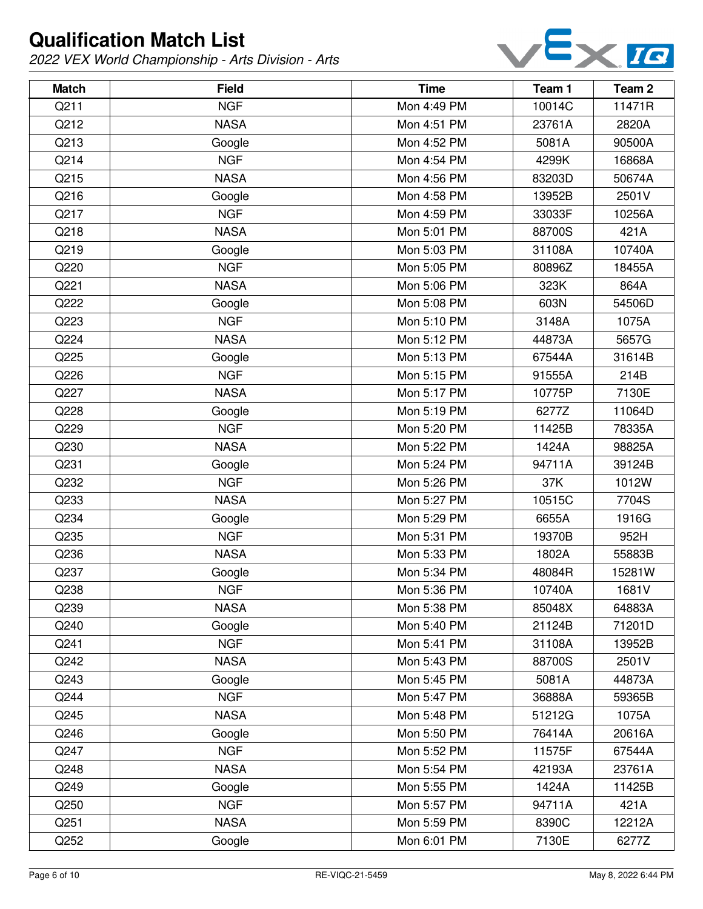# Qualification Match List

*2022 VEX World Championship - Arts Division - Arts*

| Match | Field | Time | Team 1 | Team 2 |
|---|---|---|---|---|
| Q211 | NGF | Mon 4:49 PM | 10014C | 11471R |
| Q212 | NASA | Mon 4:51 PM | 23761A | 2820A |
| Q213 | Google | Mon 4:52 PM | 5081A | 90500A |
| Q214 | NGF | Mon 4:54 PM | 4299K | 16868A |
| Q215 | NASA | Mon 4:56 PM | 83203D | 50674A |
| Q216 | Google | Mon 4:58 PM | 13952B | 2501V |
| Q217 | NGF | Mon 4:59 PM | 33033F | 10256A |
| Q218 | NASA | Mon 5:01 PM | 88700S | 421A |
| Q219 | Google | Mon 5:03 PM | 31108A | 10740A |
| Q220 | NGF | Mon 5:05 PM | 80896Z | 18455A |
| Q221 | NASA | Mon 5:06 PM | 323K | 864A |
| Q222 | Google | Mon 5:08 PM | 603N | 54506D |
| Q223 | NGF | Mon 5:10 PM | 3148A | 1075A |
| Q224 | NASA | Mon 5:12 PM | 44873A | 5657G |
| Q225 | Google | Mon 5:13 PM | 67544A | 31614B |
| Q226 | NGF | Mon 5:15 PM | 91555A | 214B |
| Q227 | NASA | Mon 5:17 PM | 10775P | 7130E |
| Q228 | Google | Mon 5:19 PM | 6277Z | 11064D |
| Q229 | NGF | Mon 5:20 PM | 11425B | 78335A |
| Q230 | NASA | Mon 5:22 PM | 1424A | 98825A |
| Q231 | Google | Mon 5:24 PM | 94711A | 39124B |
| Q232 | NGF | Mon 5:26 PM | 37K | 1012W |
| Q233 | NASA | Mon 5:27 PM | 10515C | 7704S |
| Q234 | Google | Mon 5:29 PM | 6655A | 1916G |
| Q235 | NGF | Mon 5:31 PM | 19370B | 952H |
| Q236 | NASA | Mon 5:33 PM | 1802A | 55883B |
| Q237 | Google | Mon 5:34 PM | 48084R | 15281W |
| Q238 | NGF | Mon 5:36 PM | 10740A | 1681V |
| Q239 | NASA | Mon 5:38 PM | 85048X | 64883A |
| Q240 | Google | Mon 5:40 PM | 21124B | 71201D |
| Q241 | NGF | Mon 5:41 PM | 31108A | 13952B |
| Q242 | NASA | Mon 5:43 PM | 88700S | 2501V |
| Q243 | Google | Mon 5:45 PM | 5081A | 44873A |
| Q244 | NGF | Mon 5:47 PM | 36888A | 59365B |
| Q245 | NASA | Mon 5:48 PM | 51212G | 1075A |
| Q246 | Google | Mon 5:50 PM | 76414A | 20616A |
| Q247 | NGF | Mon 5:52 PM | 11575F | 67544A |
| Q248 | NASA | Mon 5:54 PM | 42193A | 23761A |
| Q249 | Google | Mon 5:55 PM | 1424A | 11425B |
| Q250 | NGF | Mon 5:57 PM | 94711A | 421A |
| Q251 | NASA | Mon 5:59 PM | 8390C | 12212A |
| Q252 | Google | Mon 6:01 PM | 7130E | 6277Z |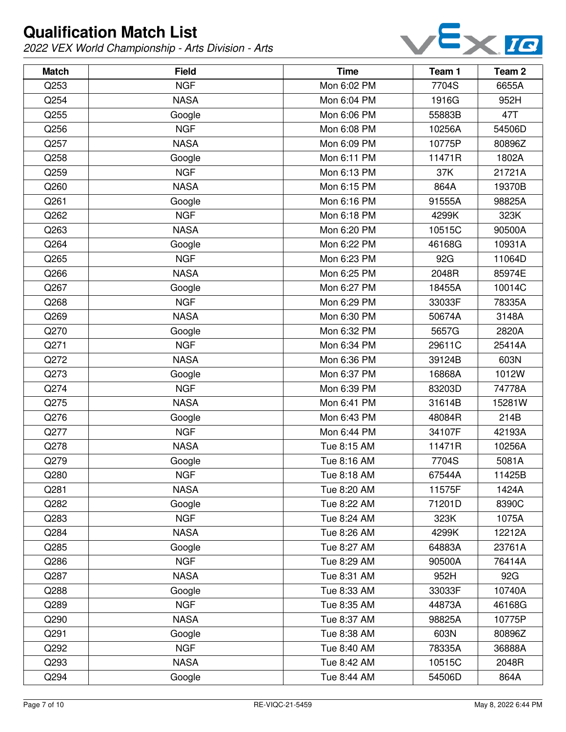# Qualification Match List

*2022 VEX World Championship - Arts Division - Arts*

| Match | Field | Time | Team 1 | Team 2 |
|---|---|---|---|---|
| Q253 | NGF | Mon 6:02 PM | 7704S | 6655A |
| Q254 | NASA | Mon 6:04 PM | 1916G | 952H |
| Q255 | Google | Mon 6:06 PM | 55883B | 47T |
| Q256 | NGF | Mon 6:08 PM | 10256A | 54506D |
| Q257 | NASA | Mon 6:09 PM | 10775P | 80896Z |
| Q258 | Google | Mon 6:11 PM | 11471R | 1802A |
| Q259 | NGF | Mon 6:13 PM | 37K | 21721A |
| Q260 | NASA | Mon 6:15 PM | 864A | 19370B |
| Q261 | Google | Mon 6:16 PM | 91555A | 98825A |
| Q262 | NGF | Mon 6:18 PM | 4299K | 323K |
| Q263 | NASA | Mon 6:20 PM | 10515C | 90500A |
| Q264 | Google | Mon 6:22 PM | 46168G | 10931A |
| Q265 | NGF | Mon 6:23 PM | 92G | 11064D |
| Q266 | NASA | Mon 6:25 PM | 2048R | 85974E |
| Q267 | Google | Mon 6:27 PM | 18455A | 10014C |
| Q268 | NGF | Mon 6:29 PM | 33033F | 78335A |
| Q269 | NASA | Mon 6:30 PM | 50674A | 3148A |
| Q270 | Google | Mon 6:32 PM | 5657G | 2820A |
| Q271 | NGF | Mon 6:34 PM | 29611C | 25414A |
| Q272 | NASA | Mon 6:36 PM | 39124B | 603N |
| Q273 | Google | Mon 6:37 PM | 16868A | 1012W |
| Q274 | NGF | Mon 6:39 PM | 83203D | 74778A |
| Q275 | NASA | Mon 6:41 PM | 31614B | 15281W |
| Q276 | Google | Mon 6:43 PM | 48084R | 214B |
| Q277 | NGF | Mon 6:44 PM | 34107F | 42193A |
| Q278 | NASA | Tue 8:15 AM | 11471R | 10256A |
| Q279 | Google | Tue 8:16 AM | 7704S | 5081A |
| Q280 | NGF | Tue 8:18 AM | 67544A | 11425B |
| Q281 | NASA | Tue 8:20 AM | 11575F | 1424A |
| Q282 | Google | Tue 8:22 AM | 71201D | 8390C |
| Q283 | NGF | Tue 8:24 AM | 323K | 1075A |
| Q284 | NASA | Tue 8:26 AM | 4299K | 12212A |
| Q285 | Google | Tue 8:27 AM | 64883A | 23761A |
| Q286 | NGF | Tue 8:29 AM | 90500A | 76414A |
| Q287 | NASA | Tue 8:31 AM | 952H | 92G |
| Q288 | Google | Tue 8:33 AM | 33033F | 10740A |
| Q289 | NGF | Tue 8:35 AM | 44873A | 46168G |
| Q290 | NASA | Tue 8:37 AM | 98825A | 10775P |
| Q291 | Google | Tue 8:38 AM | 603N | 80896Z |
| Q292 | NGF | Tue 8:40 AM | 78335A | 36888A |
| Q293 | NASA | Tue 8:42 AM | 10515C | 2048R |
| Q294 | Google | Tue 8:44 AM | 54506D | 864A |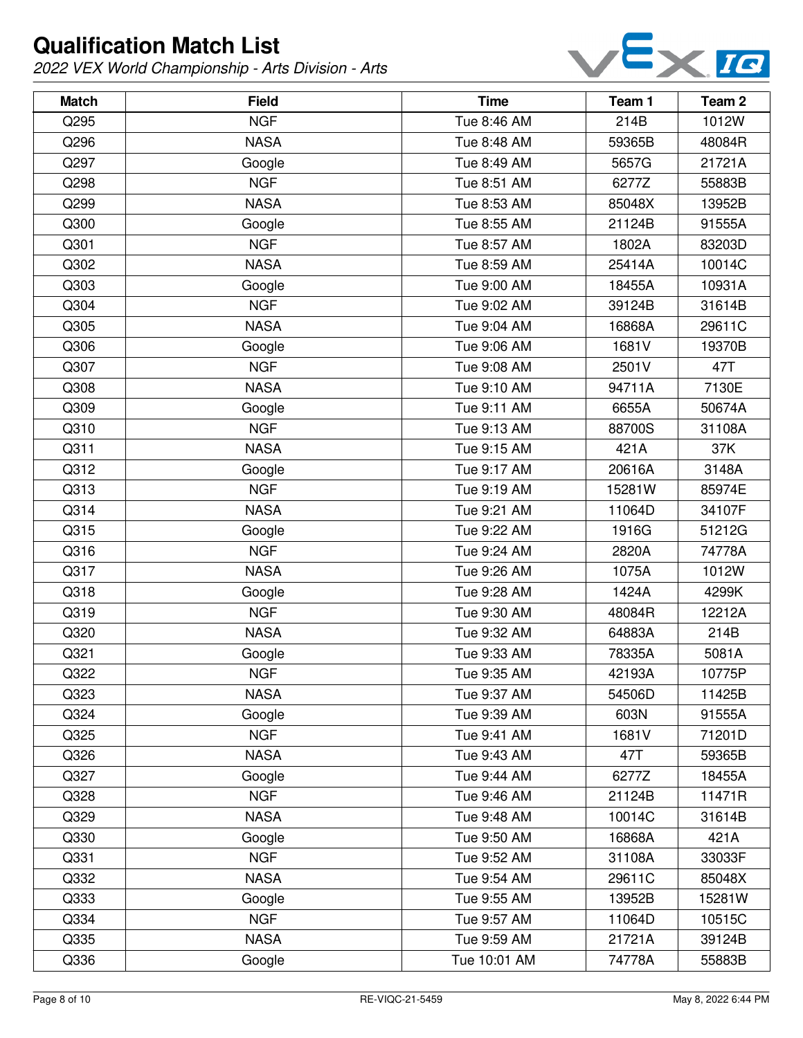# Qualification Match List

*2022 VEX World Championship - Arts Division - Arts*

| Match | Field | Time | Team 1 | Team 2 |
|---|---|---|---|---|
| Q295 | NGF | Tue 8:46 AM | 214B | 1012W |
| Q296 | NASA | Tue 8:48 AM | 59365B | 48084R |
| Q297 | Google | Tue 8:49 AM | 5657G | 21721A |
| Q298 | NGF | Tue 8:51 AM | 6277Z | 55883B |
| Q299 | NASA | Tue 8:53 AM | 85048X | 13952B |
| Q300 | Google | Tue 8:55 AM | 21124B | 91555A |
| Q301 | NGF | Tue 8:57 AM | 1802A | 83203D |
| Q302 | NASA | Tue 8:59 AM | 25414A | 10014C |
| Q303 | Google | Tue 9:00 AM | 18455A | 10931A |
| Q304 | NGF | Tue 9:02 AM | 39124B | 31614B |
| Q305 | NASA | Tue 9:04 AM | 16868A | 29611C |
| Q306 | Google | Tue 9:06 AM | 1681V | 19370B |
| Q307 | NGF | Tue 9:08 AM | 2501V | 47T |
| Q308 | NASA | Tue 9:10 AM | 94711A | 7130E |
| Q309 | Google | Tue 9:11 AM | 6655A | 50674A |
| Q310 | NGF | Tue 9:13 AM | 88700S | 31108A |
| Q311 | NASA | Tue 9:15 AM | 421A | 37K |
| Q312 | Google | Tue 9:17 AM | 20616A | 3148A |
| Q313 | NGF | Tue 9:19 AM | 15281W | 85974E |
| Q314 | NASA | Tue 9:21 AM | 11064D | 34107F |
| Q315 | Google | Tue 9:22 AM | 1916G | 51212G |
| Q316 | NGF | Tue 9:24 AM | 2820A | 74778A |
| Q317 | NASA | Tue 9:26 AM | 1075A | 1012W |
| Q318 | Google | Tue 9:28 AM | 1424A | 4299K |
| Q319 | NGF | Tue 9:30 AM | 48084R | 12212A |
| Q320 | NASA | Tue 9:32 AM | 64883A | 214B |
| Q321 | Google | Tue 9:33 AM | 78335A | 5081A |
| Q322 | NGF | Tue 9:35 AM | 42193A | 10775P |
| Q323 | NASA | Tue 9:37 AM | 54506D | 11425B |
| Q324 | Google | Tue 9:39 AM | 603N | 91555A |
| Q325 | NGF | Tue 9:41 AM | 1681V | 71201D |
| Q326 | NASA | Tue 9:43 AM | 47T | 59365B |
| Q327 | Google | Tue 9:44 AM | 6277Z | 18455A |
| Q328 | NGF | Tue 9:46 AM | 21124B | 11471R |
| Q329 | NASA | Tue 9:48 AM | 10014C | 31614B |
| Q330 | Google | Tue 9:50 AM | 16868A | 421A |
| Q331 | NGF | Tue 9:52 AM | 31108A | 33033F |
| Q332 | NASA | Tue 9:54 AM | 29611C | 85048X |
| Q333 | Google | Tue 9:55 AM | 13952B | 15281W |
| Q334 | NGF | Tue 9:57 AM | 11064D | 10515C |
| Q335 | NASA | Tue 9:59 AM | 21721A | 39124B |
| Q336 | Google | Tue 10:01 AM | 74778A | 55883B |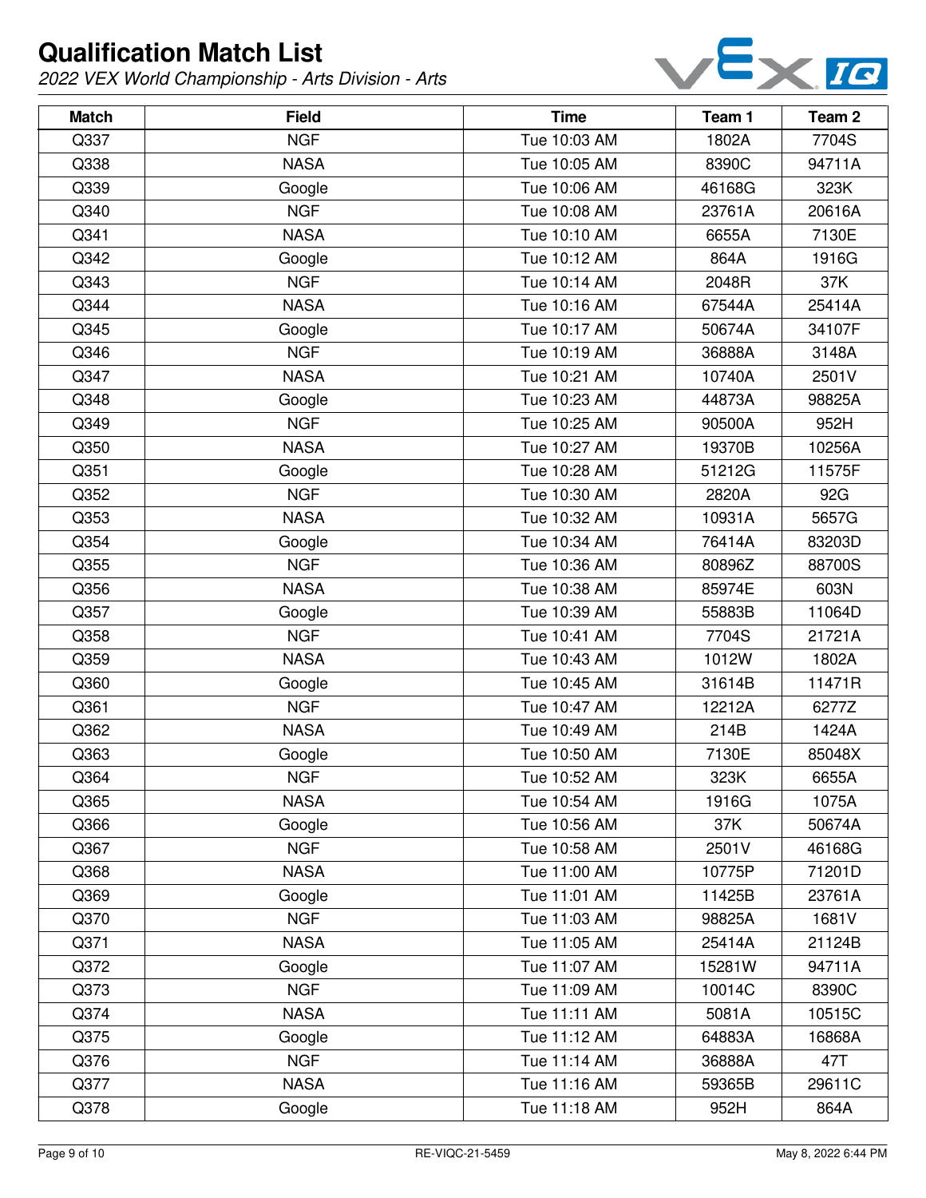# Qualification Match List

*2022 VEX World Championship - Arts Division - Arts*

| Match | Field | Time | Team 1 | Team 2 |
|---|---|---|---|---|
| Q337 | NGF | Tue 10:03 AM | 1802A | 7704S |
| Q338 | NASA | Tue 10:05 AM | 8390C | 94711A |
| Q339 | Google | Tue 10:06 AM | 46168G | 323K |
| Q340 | NGF | Tue 10:08 AM | 23761A | 20616A |
| Q341 | NASA | Tue 10:10 AM | 6655A | 7130E |
| Q342 | Google | Tue 10:12 AM | 864A | 1916G |
| Q343 | NGF | Tue 10:14 AM | 2048R | 37K |
| Q344 | NASA | Tue 10:16 AM | 67544A | 25414A |
| Q345 | Google | Tue 10:17 AM | 50674A | 34107F |
| Q346 | NGF | Tue 10:19 AM | 36888A | 3148A |
| Q347 | NASA | Tue 10:21 AM | 10740A | 2501V |
| Q348 | Google | Tue 10:23 AM | 44873A | 98825A |
| Q349 | NGF | Tue 10:25 AM | 90500A | 952H |
| Q350 | NASA | Tue 10:27 AM | 19370B | 10256A |
| Q351 | Google | Tue 10:28 AM | 51212G | 11575F |
| Q352 | NGF | Tue 10:30 AM | 2820A | 92G |
| Q353 | NASA | Tue 10:32 AM | 10931A | 5657G |
| Q354 | Google | Tue 10:34 AM | 76414A | 83203D |
| Q355 | NGF | Tue 10:36 AM | 80896Z | 88700S |
| Q356 | NASA | Tue 10:38 AM | 85974E | 603N |
| Q357 | Google | Tue 10:39 AM | 55883B | 11064D |
| Q358 | NGF | Tue 10:41 AM | 7704S | 21721A |
| Q359 | NASA | Tue 10:43 AM | 1012W | 1802A |
| Q360 | Google | Tue 10:45 AM | 31614B | 11471R |
| Q361 | NGF | Tue 10:47 AM | 12212A | 6277Z |
| Q362 | NASA | Tue 10:49 AM | 214B | 1424A |
| Q363 | Google | Tue 10:50 AM | 7130E | 85048X |
| Q364 | NGF | Tue 10:52 AM | 323K | 6655A |
| Q365 | NASA | Tue 10:54 AM | 1916G | 1075A |
| Q366 | Google | Tue 10:56 AM | 37K | 50674A |
| Q367 | NGF | Tue 10:58 AM | 2501V | 46168G |
| Q368 | NASA | Tue 11:00 AM | 10775P | 71201D |
| Q369 | Google | Tue 11:01 AM | 11425B | 23761A |
| Q370 | NGF | Tue 11:03 AM | 98825A | 1681V |
| Q371 | NASA | Tue 11:05 AM | 25414A | 21124B |
| Q372 | Google | Tue 11:07 AM | 15281W | 94711A |
| Q373 | NGF | Tue 11:09 AM | 10014C | 8390C |
| Q374 | NASA | Tue 11:11 AM | 5081A | 10515C |
| Q375 | Google | Tue 11:12 AM | 64883A | 16868A |
| Q376 | NGF | Tue 11:14 AM | 36888A | 47T |
| Q377 | NASA | Tue 11:16 AM | 59365B | 29611C |
| Q378 | Google | Tue 11:18 AM | 952H | 864A |

RE-VIQC-21-5459

May 8, 2022 6:44 PM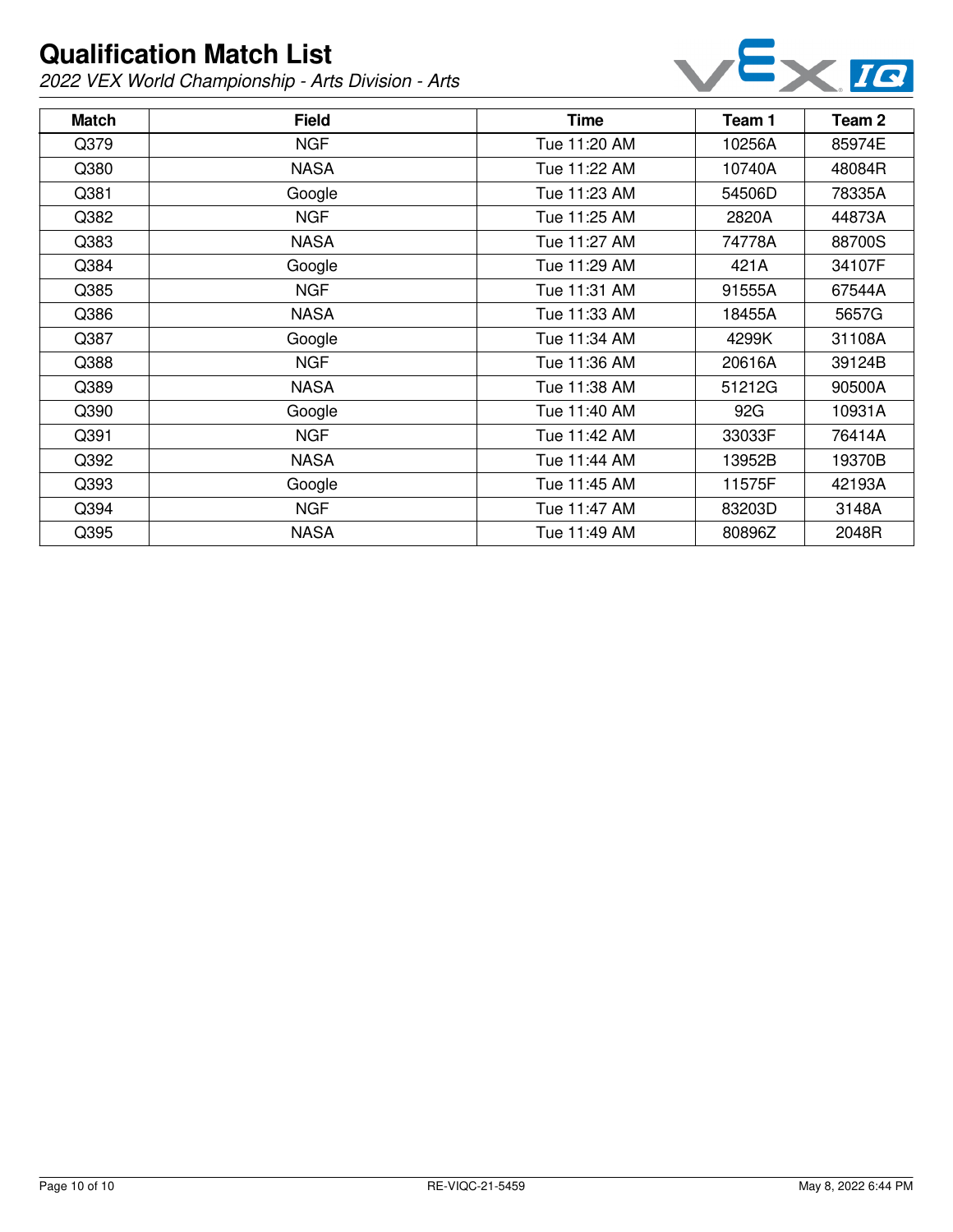# Qualification Match List

*2022 VEX World Championship - Arts Division - Arts*

| Match | Field | Time | Team 1 | Team 2 |
|---|---|---|---|---|
| Q379 | NGF | Tue 11:20 AM | 10256A | 85974E |
| Q380 | NASA | Tue 11:22 AM | 10740A | 48084R |
| Q381 | Google | Tue 11:23 AM | 54506D | 78335A |
| Q382 | NGF | Tue 11:25 AM | 2820A | 44873A |
| Q383 | NASA | Tue 11:27 AM | 74778A | 88700S |
| Q384 | Google | Tue 11:29 AM | 421A | 34107F |
| Q385 | NGF | Tue 11:31 AM | 91555A | 67544A |
| Q386 | NASA | Tue 11:33 AM | 18455A | 5657G |
| Q387 | Google | Tue 11:34 AM | 4299K | 31108A |
| Q388 | NGF | Tue 11:36 AM | 20616A | 39124B |
| Q389 | NASA | Tue 11:38 AM | 51212G | 90500A |
| Q390 | Google | Tue 11:40 AM | 92G | 10931A |
| Q391 | NGF | Tue 11:42 AM | 33033F | 76414A |
| Q392 | NASA | Tue 11:44 AM | 13952B | 19370B |
| Q393 | Google | Tue 11:45 AM | 11575F | 42193A |
| Q394 | NGF | Tue 11:47 AM | 83203D | 3148A |
| Q395 | NASA | Tue 11:49 AM | 80896Z | 2048R |

RE-VIQC-21-5459

May 8, 2022 6:44 PM